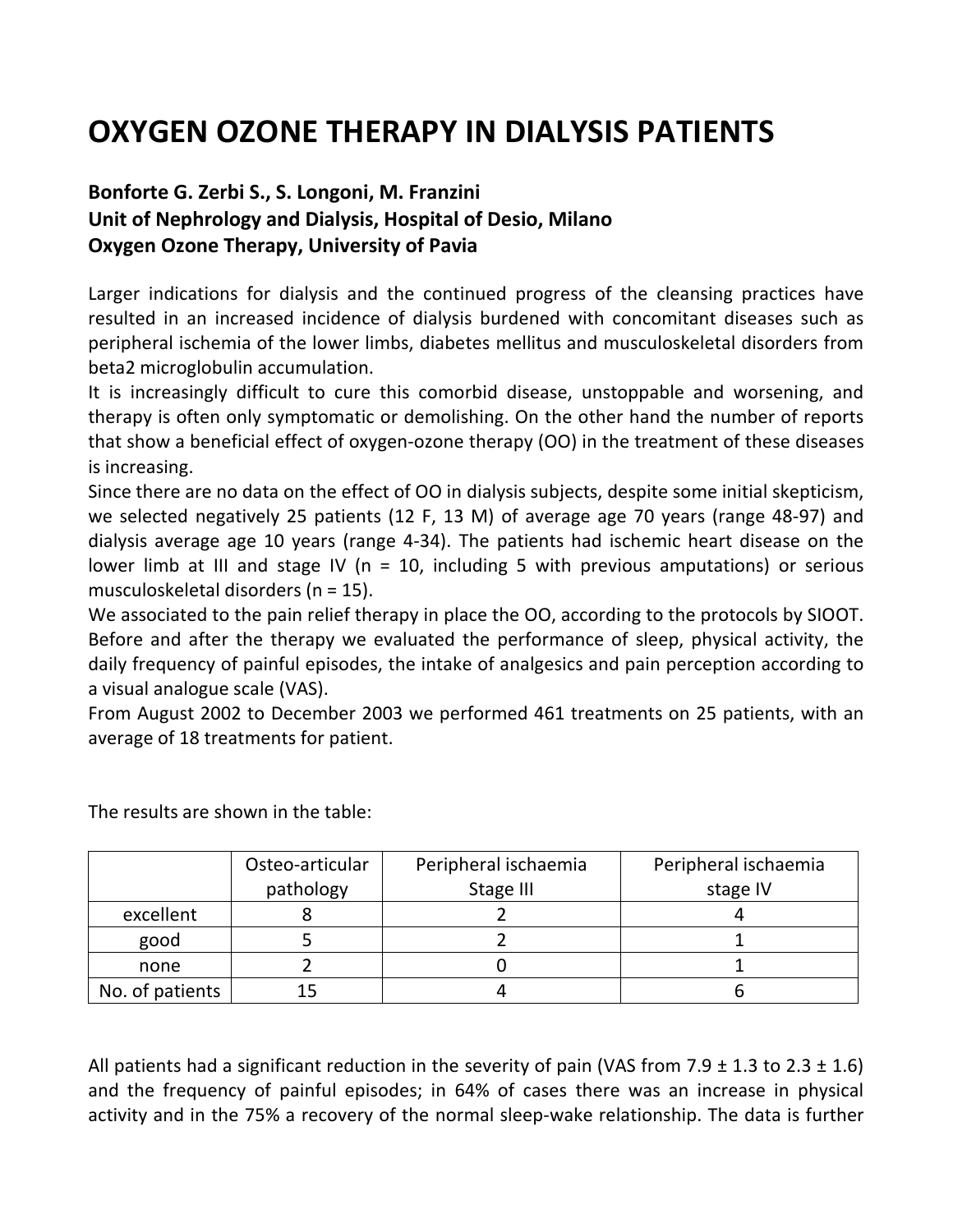# OXYGEN OZONE THERAPY IN DIALYSIS PATIENTS

**Bonforte G. Zerbi S., S. Longoni, M. Franzini**
**Unit of Nephrology and Dialysis, Hospital of Desio, Milano**
**Oxygen Ozone Therapy, University of Pavia**

Larger indications for dialysis and the continued progress of the cleansing practices have resulted in an increased incidence of dialysis burdened with concomitant diseases such as peripheral ischemia of the lower limbs, diabetes mellitus and musculoskeletal disorders from beta2 microglobulin accumulation.

It is increasingly difficult to cure this comorbid disease, unstoppable and worsening, and therapy is often only symptomatic or demolishing. On the other hand the number of reports that show a beneficial effect of oxygen-ozone therapy (OO) in the treatment of these diseases is increasing.

Since there are no data on the effect of OO in dialysis subjects, despite some initial skepticism, we selected negatively 25 patients (12 F, 13 M) of average age 70 years (range 48-97) and dialysis average age 10 years (range 4-34). The patients had ischemic heart disease on the lower limb at III and stage IV (n = 10, including 5 with previous amputations) or serious musculoskeletal disorders (n = 15).

We associated to the pain relief therapy in place the OO, according to the protocols by SIOOT. Before and after the therapy we evaluated the performance of sleep, physical activity, the daily frequency of painful episodes, the intake of analgesics and pain perception according to a visual analogue scale (VAS).

From August 2002 to December 2003 we performed 461 treatments on 25 patients, with an average of 18 treatments for patient.

The results are shown in the table:

| | Osteo-articular pathology | Peripheral ischaemia Stage III | Peripheral ischaemia stage IV |
|---|---|---|---|
| excellent | 8 | 2 | 4 |
| good | 5 | 2 | 1 |
| none | 2 | 0 | 1 |
| No. of patients | 15 | 4 | 6 |

All patients had a significant reduction in the severity of pain (VAS from 7.9 ± 1.3 to 2.3 ± 1.6) and the frequency of painful episodes; in 64% of cases there was an increase in physical activity and in the 75% a recovery of the normal sleep-wake relationship. The data is further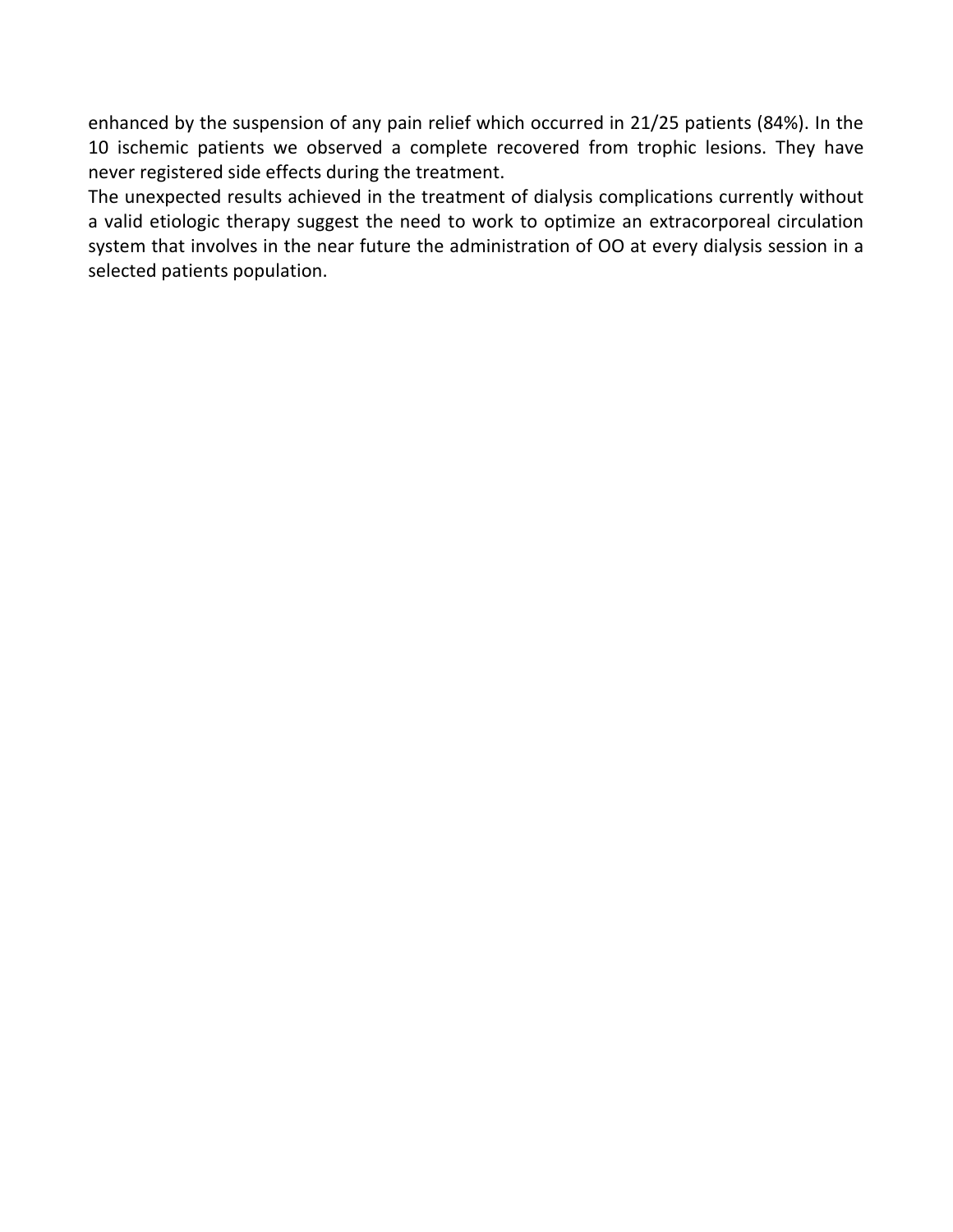enhanced by the suspension of any pain relief which occurred in 21/25 patients (84%). In the 10 ischemic patients we observed a complete recovered from trophic lesions. They have never registered side effects during the treatment.

The unexpected results achieved in the treatment of dialysis complications currently without a valid etiologic therapy suggest the need to work to optimize an extracorporeal circulation system that involves in the near future the administration of OO at every dialysis session in a selected patients population.